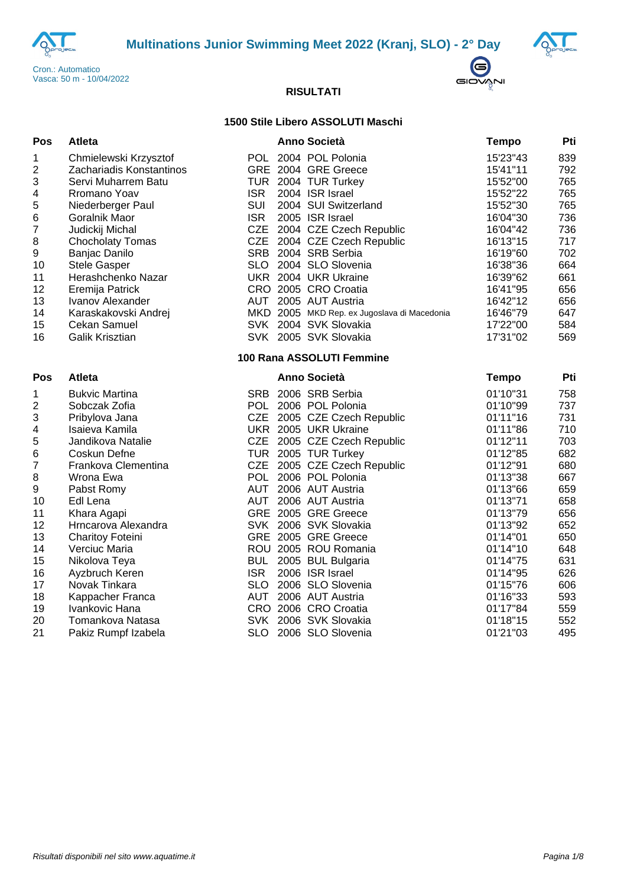# Multinations Junior Swimming Meet 2022 (Kranj, SLO) - 2° Day

Cron.: Automatico
Vasca: 50 m - 10/04/2022

## RISULTATI

### 1500 Stile Libero ASSOLUTI Maschi

| Pos | Atleta | | Anno | Società | Tempo | Pti |
|---|---|---|---|---|---|---|
| 1 | Chmielewski Krzysztof | POL | 2004 | POL Polonia | 15'23"43 | 839 |
| 2 | Zachariadis Konstantinos | GRE | 2004 | GRE Greece | 15'41"11 | 792 |
| 3 | Servi Muharrem Batu | TUR | 2004 | TUR Turkey | 15'52"00 | 765 |
| 4 | Rromano Yoav | ISR | 2004 | ISR Israel | 15'52"22 | 765 |
| 5 | Niederberger Paul | SUI | 2004 | SUI Switzerland | 15'52"30 | 765 |
| 6 | Goralnik Maor | ISR | 2005 | ISR Israel | 16'04"30 | 736 |
| 7 | Judickij Michal | CZE | 2004 | CZE Czech Republic | 16'04"42 | 736 |
| 8 | Chocholaty Tomas | CZE | 2004 | CZE Czech Republic | 16'13"15 | 717 |
| 9 | Banjac Danilo | SRB | 2004 | SRB Serbia | 16'19"60 | 702 |
| 10 | Stele Gasper | SLO | 2004 | SLO Slovenia | 16'38"36 | 664 |
| 11 | Herashchenko Nazar | UKR | 2004 | UKR Ukraine | 16'39"62 | 661 |
| 12 | Eremija Patrick | CRO | 2005 | CRO Croatia | 16'41"95 | 656 |
| 13 | Ivanov Alexander | AUT | 2005 | AUT Austria | 16'42"12 | 656 |
| 14 | Karaskakovski Andrej | MKD | 2005 | MKD Rep. ex Jugoslava di Macedonia | 16'46"79 | 647 |
| 15 | Cekan Samuel | SVK | 2004 | SVK Slovakia | 17'22"00 | 584 |
| 16 | Galik Krisztian | SVK | 2005 | SVK Slovakia | 17'31"02 | 569 |

### 100 Rana ASSOLUTI Femmine

| Pos | Atleta | | Anno | Società | Tempo | Pti |
|---|---|---|---|---|---|---|
| 1 | Bukvic Martina | SRB | 2006 | SRB Serbia | 01'10"31 | 758 |
| 2 | Sobczak Zofia | POL | 2006 | POL Polonia | 01'10"99 | 737 |
| 3 | Pribylova Jana | CZE | 2005 | CZE Czech Republic | 01'11"16 | 731 |
| 4 | Isaieva Kamila | UKR | 2005 | UKR Ukraine | 01'11"86 | 710 |
| 5 | Jandikova Natalie | CZE | 2005 | CZE Czech Republic | 01'12"11 | 703 |
| 6 | Coskun Defne | TUR | 2005 | TUR Turkey | 01'12"85 | 682 |
| 7 | Frankova Clementina | CZE | 2005 | CZE Czech Republic | 01'12"91 | 680 |
| 8 | Wrona Ewa | POL | 2006 | POL Polonia | 01'13"38 | 667 |
| 9 | Pabst Romy | AUT | 2006 | AUT Austria | 01'13"66 | 659 |
| 10 | Edl Lena | AUT | 2006 | AUT Austria | 01'13"71 | 658 |
| 11 | Khara Agapi | GRE | 2005 | GRE Greece | 01'13"79 | 656 |
| 12 | Hrncarova Alexandra | SVK | 2006 | SVK Slovakia | 01'13"92 | 652 |
| 13 | Charitoy Foteini | GRE | 2005 | GRE Greece | 01'14"01 | 650 |
| 14 | Verciuc Maria | ROU | 2005 | ROU Romania | 01'14"10 | 648 |
| 15 | Nikolova Teya | BUL | 2005 | BUL Bulgaria | 01'14"75 | 631 |
| 16 | Ayzbruch Keren | ISR | 2006 | ISR Israel | 01'14"95 | 626 |
| 17 | Novak Tinkara | SLO | 2006 | SLO Slovenia | 01'15"76 | 606 |
| 18 | Kappacher Franca | AUT | 2006 | AUT Austria | 01'16"33 | 593 |
| 19 | Ivankovic Hana | CRO | 2006 | CRO Croatia | 01'17"84 | 559 |
| 20 | Tomankova Natasa | SVK | 2006 | SVK Slovakia | 01'18"15 | 552 |
| 21 | Pakiz Rumpf Izabela | SLO | 2006 | SLO Slovenia | 01'21"03 | 495 |

*Risultati disponibili nel sito www.aquatime.it*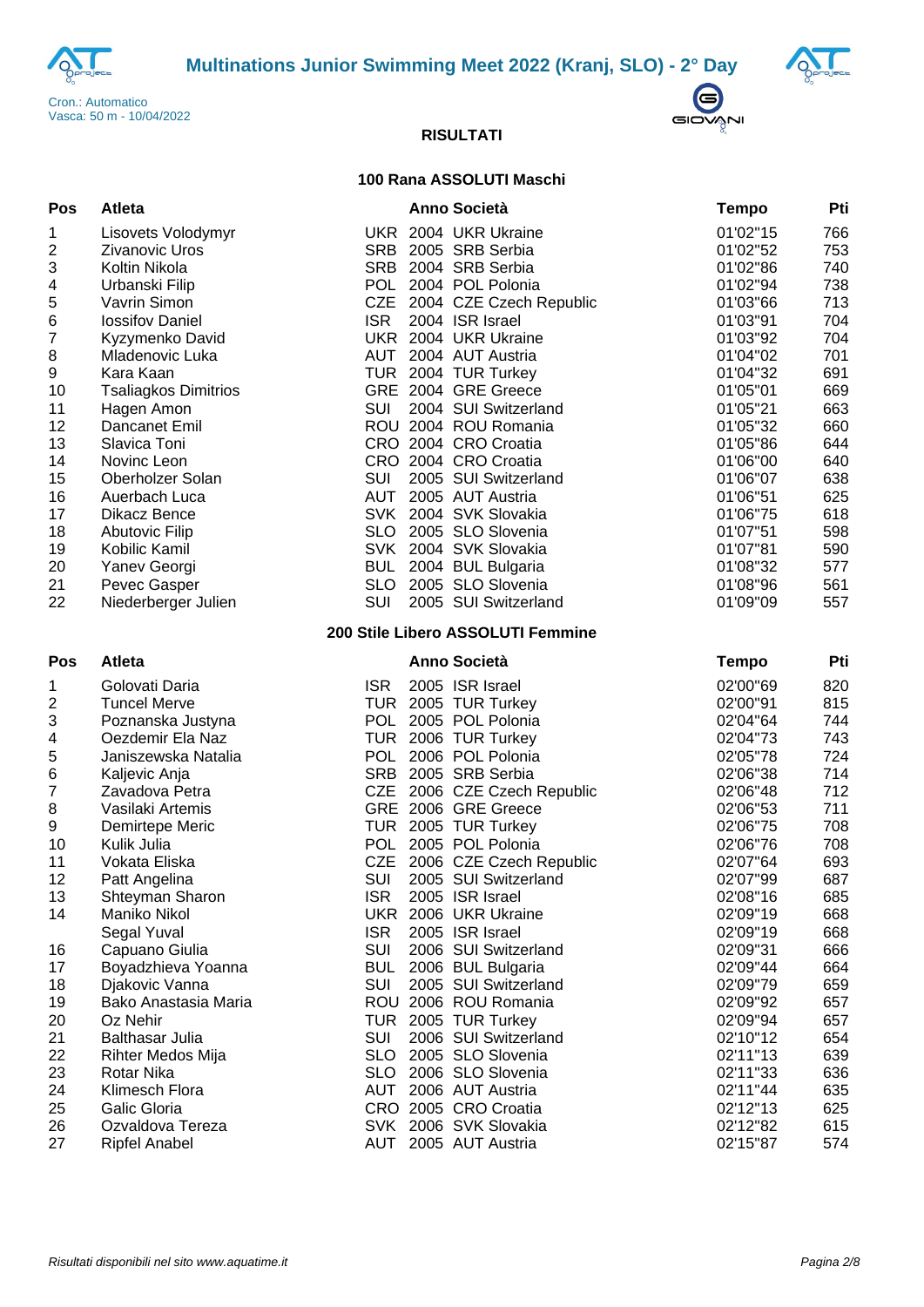# Multinations Junior Swimming Meet 2022 (Kranj, SLO) - 2° Day

Cron.: Automatico
Vasca: 50 m - 10/04/2022

## RISULTATI

### 100 Rana ASSOLUTI Maschi

| Pos | Atleta | | Anno | Società | Tempo | Pti |
|---|---|---|---|---|---|---|
| 1 | Lisovets Volodymyr | UKR | 2004 | UKR Ukraine | 01'02"15 | 766 |
| 2 | Zivanovic Uros | SRB | 2005 | SRB Serbia | 01'02"52 | 753 |
| 3 | Koltin Nikola | SRB | 2004 | SRB Serbia | 01'02"86 | 740 |
| 4 | Urbanski Filip | POL | 2004 | POL Polonia | 01'02"94 | 738 |
| 5 | Vavrin Simon | CZE | 2004 | CZE Czech Republic | 01'03"66 | 713 |
| 6 | Iossifov Daniel | ISR | 2004 | ISR Israel | 01'03"91 | 704 |
| 7 | Kyzymenko David | UKR | 2004 | UKR Ukraine | 01'03"92 | 704 |
| 8 | Mladenovic Luka | AUT | 2004 | AUT Austria | 01'04"02 | 701 |
| 9 | Kara Kaan | TUR | 2004 | TUR Turkey | 01'04"32 | 691 |
| 10 | Tsaliagkos Dimitrios | GRE | 2004 | GRE Greece | 01'05"01 | 669 |
| 11 | Hagen Amon | SUI | 2004 | SUI Switzerland | 01'05"21 | 663 |
| 12 | Dancanet Emil | ROU | 2004 | ROU Romania | 01'05"32 | 660 |
| 13 | Slavica Toni | CRO | 2004 | CRO Croatia | 01'05"86 | 644 |
| 14 | Novinc Leon | CRO | 2004 | CRO Croatia | 01'06"00 | 640 |
| 15 | Oberholzer Solan | SUI | 2005 | SUI Switzerland | 01'06"07 | 638 |
| 16 | Auerbach Luca | AUT | 2005 | AUT Austria | 01'06"51 | 625 |
| 17 | Dikacz Bence | SVK | 2004 | SVK Slovakia | 01'06"75 | 618 |
| 18 | Abutovic Filip | SLO | 2005 | SLO Slovenia | 01'07"51 | 598 |
| 19 | Kobilic Kamil | SVK | 2004 | SVK Slovakia | 01'07"81 | 590 |
| 20 | Yanev Georgi | BUL | 2004 | BUL Bulgaria | 01'08"32 | 577 |
| 21 | Pevec Gasper | SLO | 2005 | SLO Slovenia | 01'08"96 | 561 |
| 22 | Niederberger Julien | SUI | 2005 | SUI Switzerland | 01'09"09 | 557 |

### 200 Stile Libero ASSOLUTI Femmine

| Pos | Atleta | | Anno | Società | Tempo | Pti |
|---|---|---|---|---|---|---|
| 1 | Golovati Daria | ISR | 2005 | ISR Israel | 02'00"69 | 820 |
| 2 | Tuncel Merve | TUR | 2005 | TUR Turkey | 02'00"91 | 815 |
| 3 | Poznanska Justyna | POL | 2005 | POL Polonia | 02'04"64 | 744 |
| 4 | Oezdemir Ela Naz | TUR | 2006 | TUR Turkey | 02'04"73 | 743 |
| 5 | Janiszewska Natalia | POL | 2006 | POL Polonia | 02'05"78 | 724 |
| 6 | Kaljevic Anja | SRB | 2005 | SRB Serbia | 02'06"38 | 714 |
| 7 | Zavadova Petra | CZE | 2006 | CZE Czech Republic | 02'06"48 | 712 |
| 8 | Vasilaki Artemis | GRE | 2006 | GRE Greece | 02'06"53 | 711 |
| 9 | Demirtepe Meric | TUR | 2005 | TUR Turkey | 02'06"75 | 708 |
| 10 | Kulik Julia | POL | 2005 | POL Polonia | 02'06"76 | 708 |
| 11 | Vokata Eliska | CZE | 2006 | CZE Czech Republic | 02'07"64 | 693 |
| 12 | Patt Angelina | SUI | 2005 | SUI Switzerland | 02'07"99 | 687 |
| 13 | Shteyman Sharon | ISR | 2005 | ISR Israel | 02'08"16 | 685 |
| 14 | Maniko Nikol | UKR | 2006 | UKR Ukraine | 02'09"19 | 668 |
| | Segal Yuval | ISR | 2005 | ISR Israel | 02'09"19 | 668 |
| 16 | Capuano Giulia | SUI | 2006 | SUI Switzerland | 02'09"31 | 666 |
| 17 | Boyadzhieva Yoanna | BUL | 2006 | BUL Bulgaria | 02'09"44 | 664 |
| 18 | Djakovic Vanna | SUI | 2005 | SUI Switzerland | 02'09"79 | 659 |
| 19 | Bako Anastasia Maria | ROU | 2006 | ROU Romania | 02'09"92 | 657 |
| 20 | Oz Nehir | TUR | 2005 | TUR Turkey | 02'09"94 | 657 |
| 21 | Balthasar Julia | SUI | 2006 | SUI Switzerland | 02'10"12 | 654 |
| 22 | Rihter Medos Mija | SLO | 2005 | SLO Slovenia | 02'11"13 | 639 |
| 23 | Rotar Nika | SLO | 2006 | SLO Slovenia | 02'11"33 | 636 |
| 24 | Klimesch Flora | AUT | 2006 | AUT Austria | 02'11"44 | 635 |
| 25 | Galic Gloria | CRO | 2005 | CRO Croatia | 02'12"13 | 625 |
| 26 | Ozvaldova Tereza | SVK | 2006 | SVK Slovakia | 02'12"82 | 615 |
| 27 | Ripfel Anabel | AUT | 2005 | AUT Austria | 02'15"87 | 574 |

*Risultati disponibili nel sito www.aquatime.it*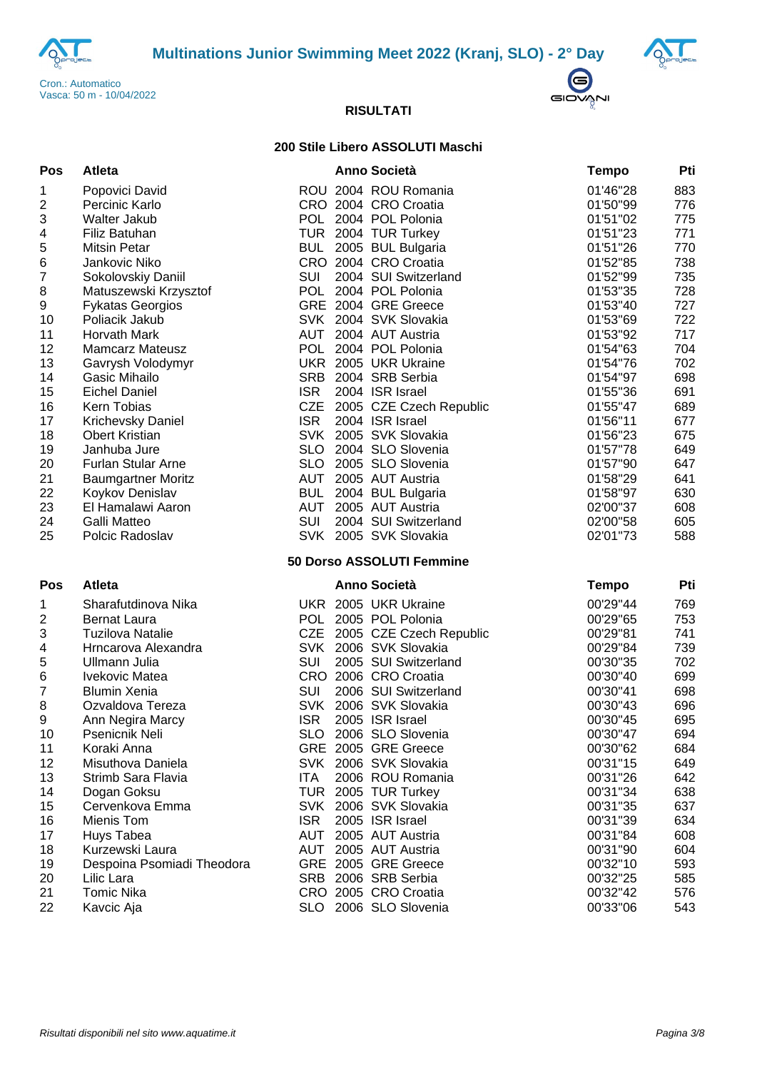# Multinations Junior Swimming Meet 2022 (Kranj, SLO) - 2° Day

Cron.: Automatico
Vasca: 50 m - 10/04/2022

**RISULTATI**

## 200 Stile Libero ASSOLUTI Maschi

| Pos | Atleta | | Anno | Società | Tempo | Pti |
|---|---|---|---|---|---|---|
| 1 | Popovici David | ROU | 2004 | ROU Romania | 01'46"28 | 883 |
| 2 | Percinic Karlo | CRO | 2004 | CRO Croatia | 01'50"99 | 776 |
| 3 | Walter Jakub | POL | 2004 | POL Polonia | 01'51"02 | 775 |
| 4 | Filiz Batuhan | TUR | 2004 | TUR Turkey | 01'51"23 | 771 |
| 5 | Mitsin Petar | BUL | 2005 | BUL Bulgaria | 01'51"26 | 770 |
| 6 | Jankovic Niko | CRO | 2004 | CRO Croatia | 01'52"85 | 738 |
| 7 | Sokolovskiy Daniil | SUI | 2004 | SUI Switzerland | 01'52"99 | 735 |
| 8 | Matuszewski Krzysztof | POL | 2004 | POL Polonia | 01'53"35 | 728 |
| 9 | Fykatas Georgios | GRE | 2004 | GRE Greece | 01'53"40 | 727 |
| 10 | Poliacik Jakub | SVK | 2004 | SVK Slovakia | 01'53"69 | 722 |
| 11 | Horvath Mark | AUT | 2004 | AUT Austria | 01'53"92 | 717 |
| 12 | Mamcarz Mateusz | POL | 2004 | POL Polonia | 01'54"63 | 704 |
| 13 | Gavrysh Volodymyr | UKR | 2005 | UKR Ukraine | 01'54"76 | 702 |
| 14 | Gasic Mihailo | SRB | 2004 | SRB Serbia | 01'54"97 | 698 |
| 15 | Eichel Daniel | ISR | 2004 | ISR Israel | 01'55"36 | 691 |
| 16 | Kern Tobias | CZE | 2005 | CZE Czech Republic | 01'55"47 | 689 |
| 17 | Krichevsky Daniel | ISR | 2004 | ISR Israel | 01'56"11 | 677 |
| 18 | Obert Kristian | SVK | 2005 | SVK Slovakia | 01'56"23 | 675 |
| 19 | Janhuba Jure | SLO | 2004 | SLO Slovenia | 01'57"78 | 649 |
| 20 | Furlan Stular Arne | SLO | 2005 | SLO Slovenia | 01'57"90 | 647 |
| 21 | Baumgartner Moritz | AUT | 2005 | AUT Austria | 01'58"29 | 641 |
| 22 | Koykov Denislav | BUL | 2004 | BUL Bulgaria | 01'58"97 | 630 |
| 23 | El Hamalawi Aaron | AUT | 2005 | AUT Austria | 02'00"37 | 608 |
| 24 | Galli Matteo | SUI | 2004 | SUI Switzerland | 02'00"58 | 605 |
| 25 | Polcic Radoslav | SVK | 2005 | SVK Slovakia | 02'01"73 | 588 |

## 50 Dorso ASSOLUTI Femmine

| Pos | Atleta | | Anno | Società | Tempo | Pti |
|---|---|---|---|---|---|---|
| 1 | Sharafutdinova Nika | UKR | 2005 | UKR Ukraine | 00'29"44 | 769 |
| 2 | Bernat Laura | POL | 2005 | POL Polonia | 00'29"65 | 753 |
| 3 | Tuzilova Natalie | CZE | 2005 | CZE Czech Republic | 00'29"81 | 741 |
| 4 | Hrncarova Alexandra | SVK | 2006 | SVK Slovakia | 00'29"84 | 739 |
| 5 | Ullmann Julia | SUI | 2005 | SUI Switzerland | 00'30"35 | 702 |
| 6 | Ivekovic Matea | CRO | 2006 | CRO Croatia | 00'30"40 | 699 |
| 7 | Blumin Xenia | SUI | 2006 | SUI Switzerland | 00'30"41 | 698 |
| 8 | Ozvaldova Tereza | SVK | 2006 | SVK Slovakia | 00'30"43 | 696 |
| 9 | Ann Negira Marcy | ISR | 2005 | ISR Israel | 00'30"45 | 695 |
| 10 | Psenicnik Neli | SLO | 2006 | SLO Slovenia | 00'30"47 | 694 |
| 11 | Koraki Anna | GRE | 2005 | GRE Greece | 00'30"62 | 684 |
| 12 | Misuthova Daniela | SVK | 2006 | SVK Slovakia | 00'31"15 | 649 |
| 13 | Strimb Sara Flavia | ITA | 2006 | ROU Romania | 00'31"26 | 642 |
| 14 | Dogan Goksu | TUR | 2005 | TUR Turkey | 00'31"34 | 638 |
| 15 | Cervenkova Emma | SVK | 2006 | SVK Slovakia | 00'31"35 | 637 |
| 16 | Mienis Tom | ISR | 2005 | ISR Israel | 00'31"39 | 634 |
| 17 | Huys Tabea | AUT | 2005 | AUT Austria | 00'31"84 | 608 |
| 18 | Kurzewski Laura | AUT | 2005 | AUT Austria | 00'31"90 | 604 |
| 19 | Despoina Psomiadi Theodora | GRE | 2005 | GRE Greece | 00'32"10 | 593 |
| 20 | Lilic Lara | SRB | 2006 | SRB Serbia | 00'32"25 | 585 |
| 21 | Tomic Nika | CRO | 2005 | CRO Croatia | 00'32"42 | 576 |
| 22 | Kavcic Aja | SLO | 2006 | SLO Slovenia | 00'33"06 | 543 |

*Risultati disponibili nel sito www.aquatime.it*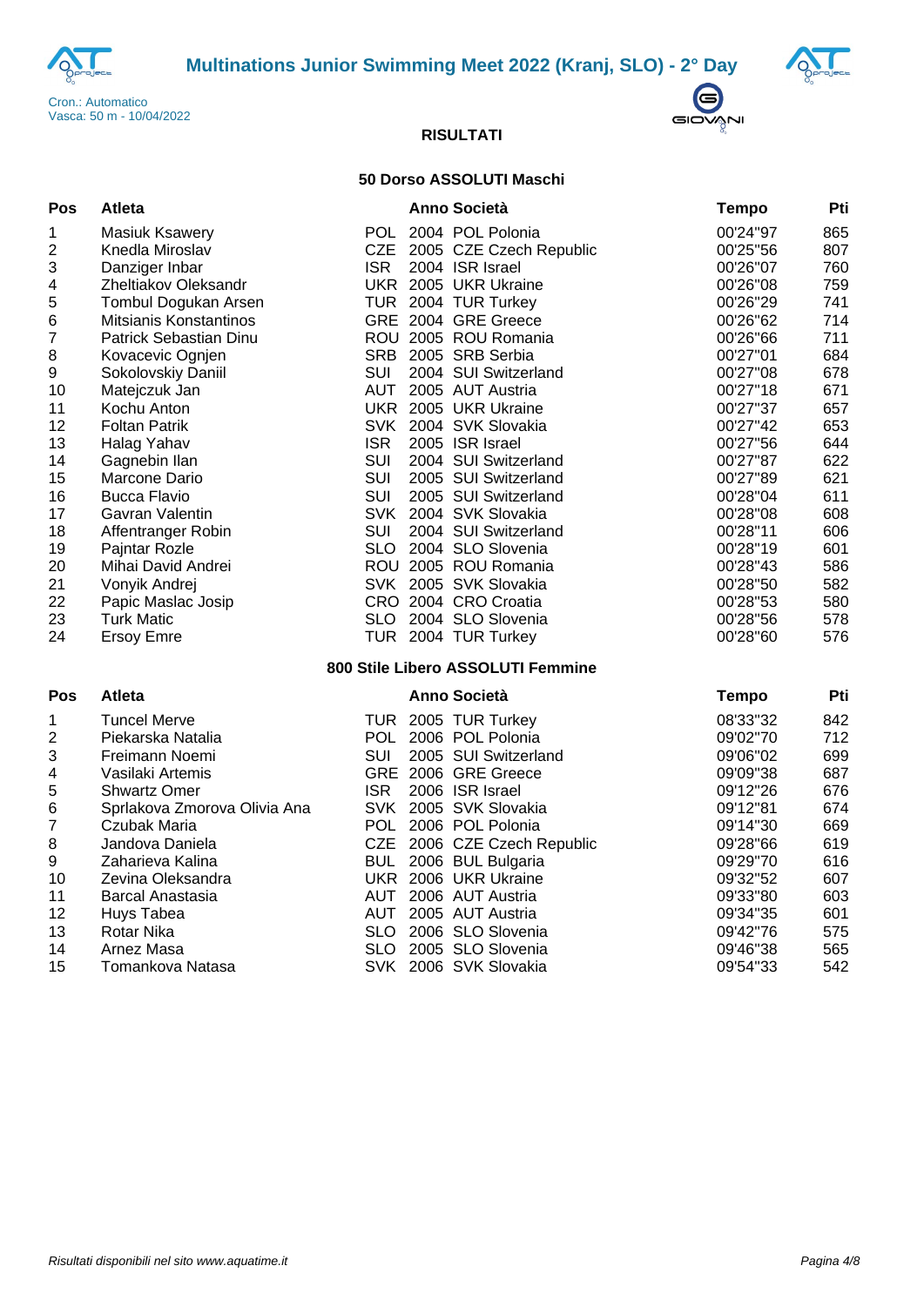# Multinations Junior Swimming Meet 2022 (Kranj, SLO) - 2° Day

Cron.: Automatico
Vasca: 50 m - 10/04/2022

## RISULTATI

### 50 Dorso ASSOLUTI Maschi

| Pos | Atleta | | Anno | Società | Tempo | Pti |
|---|---|---|---|---|---|---|
| 1 | Masiuk Ksawery | POL | 2004 | POL Polonia | 00'24"97 | 865 |
| 2 | Knedla Miroslav | CZE | 2005 | CZE Czech Republic | 00'25"56 | 807 |
| 3 | Danziger Inbar | ISR | 2004 | ISR Israel | 00'26"07 | 760 |
| 4 | Zheltiakov Oleksandr | UKR | 2005 | UKR Ukraine | 00'26"08 | 759 |
| 5 | Tombul Dogukan Arsen | TUR | 2004 | TUR Turkey | 00'26"29 | 741 |
| 6 | Mitsianis Konstantinos | GRE | 2004 | GRE Greece | 00'26"62 | 714 |
| 7 | Patrick Sebastian Dinu | ROU | 2005 | ROU Romania | 00'26"66 | 711 |
| 8 | Kovacevic Ognjen | SRB | 2005 | SRB Serbia | 00'27"01 | 684 |
| 9 | Sokolovskiy Daniil | SUI | 2004 | SUI Switzerland | 00'27"08 | 678 |
| 10 | Matejczuk Jan | AUT | 2005 | AUT Austria | 00'27"18 | 671 |
| 11 | Kochu Anton | UKR | 2005 | UKR Ukraine | 00'27"37 | 657 |
| 12 | Foltan Patrik | SVK | 2004 | SVK Slovakia | 00'27"42 | 653 |
| 13 | Halag Yahav | ISR | 2005 | ISR Israel | 00'27"56 | 644 |
| 14 | Gagnebin Ilan | SUI | 2004 | SUI Switzerland | 00'27"87 | 622 |
| 15 | Marcone Dario | SUI | 2005 | SUI Switzerland | 00'27"89 | 621 |
| 16 | Bucca Flavio | SUI | 2005 | SUI Switzerland | 00'28"04 | 611 |
| 17 | Gavran Valentin | SVK | 2004 | SVK Slovakia | 00'28"08 | 608 |
| 18 | Affentranger Robin | SUI | 2004 | SUI Switzerland | 00'28"11 | 606 |
| 19 | Pajntar Rozle | SLO | 2004 | SLO Slovenia | 00'28"19 | 601 |
| 20 | Mihai David Andrei | ROU | 2005 | ROU Romania | 00'28"43 | 586 |
| 21 | Vonyik Andrej | SVK | 2005 | SVK Slovakia | 00'28"50 | 582 |
| 22 | Papic Maslac Josip | CRO | 2004 | CRO Croatia | 00'28"53 | 580 |
| 23 | Turk Matic | SLO | 2004 | SLO Slovenia | 00'28"56 | 578 |
| 24 | Ersoy Emre | TUR | 2004 | TUR Turkey | 00'28"60 | 576 |

### 800 Stile Libero ASSOLUTI Femmine

| Pos | Atleta | | Anno | Società | Tempo | Pti |
|---|---|---|---|---|---|---|
| 1 | Tuncel Merve | TUR | 2005 | TUR Turkey | 08'33"32 | 842 |
| 2 | Piekarska Natalia | POL | 2006 | POL Polonia | 09'02"70 | 712 |
| 3 | Freimann Noemi | SUI | 2005 | SUI Switzerland | 09'06"02 | 699 |
| 4 | Vasilaki Artemis | GRE | 2006 | GRE Greece | 09'09"38 | 687 |
| 5 | Shwartz Omer | ISR | 2006 | ISR Israel | 09'12"26 | 676 |
| 6 | Sprlakova Zmorova Olivia Ana | SVK | 2005 | SVK Slovakia | 09'12"81 | 674 |
| 7 | Czubak Maria | POL | 2006 | POL Polonia | 09'14"30 | 669 |
| 8 | Jandova Daniela | CZE | 2006 | CZE Czech Republic | 09'28"66 | 619 |
| 9 | Zaharieva Kalina | BUL | 2006 | BUL Bulgaria | 09'29"70 | 616 |
| 10 | Zevina Oleksandra | UKR | 2006 | UKR Ukraine | 09'32"52 | 607 |
| 11 | Barcal Anastasia | AUT | 2006 | AUT Austria | 09'33"80 | 603 |
| 12 | Huys Tabea | AUT | 2005 | AUT Austria | 09'34"35 | 601 |
| 13 | Rotar Nika | SLO | 2006 | SLO Slovenia | 09'42"76 | 575 |
| 14 | Arnez Masa | SLO | 2005 | SLO Slovenia | 09'46"38 | 565 |
| 15 | Tomankova Natasa | SVK | 2006 | SVK Slovakia | 09'54"33 | 542 |

*Risultati disponibili nel sito www.aquatime.it*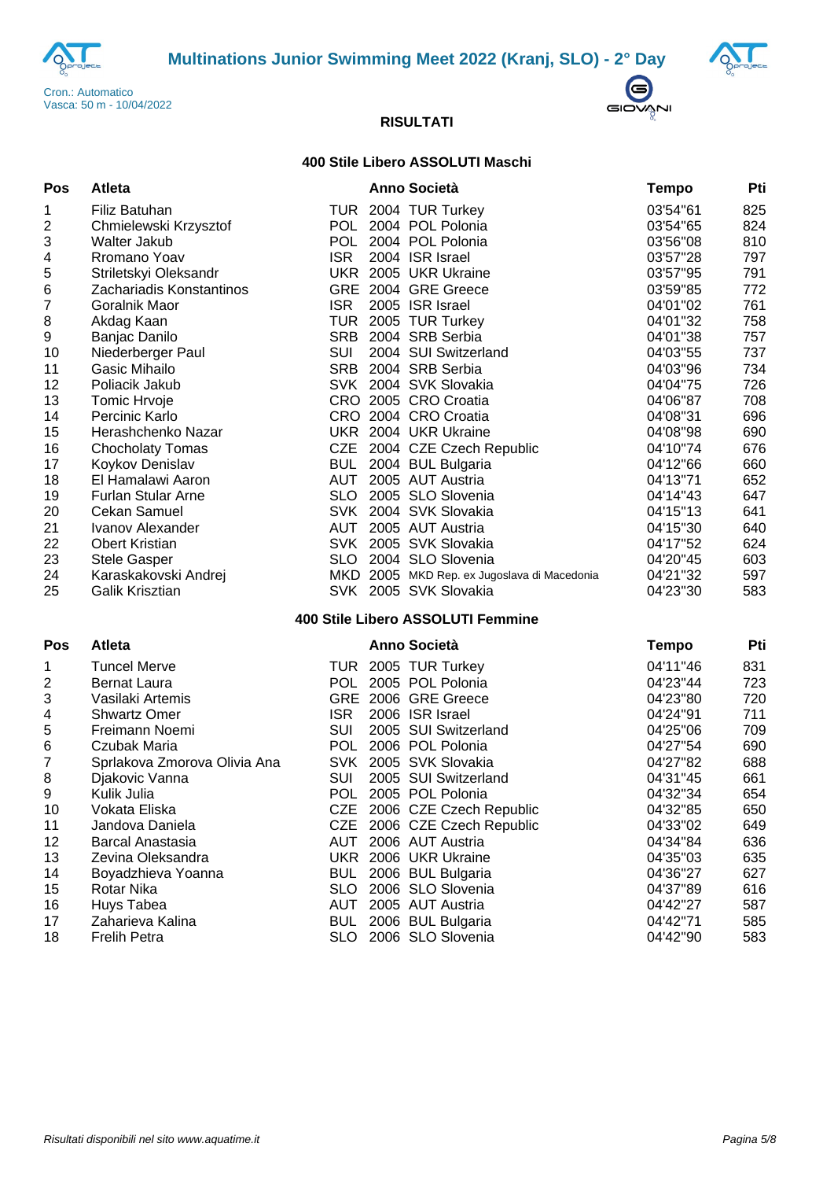# Multinations Junior Swimming Meet 2022 (Kranj, SLO) - 2° Day

Cron.: Automatico
Vasca: 50 m - 10/04/2022

## RISULTATI

### 400 Stile Libero ASSOLUTI Maschi

| Pos | Atleta | | Anno | Società | Tempo | Pti |
|---|---|---|---|---|---|---|
| 1 | Filiz Batuhan | TUR | 2004 | TUR Turkey | 03'54"61 | 825 |
| 2 | Chmielewski Krzysztof | POL | 2004 | POL Polonia | 03'54"65 | 824 |
| 3 | Walter Jakub | POL | 2004 | POL Polonia | 03'56"08 | 810 |
| 4 | Rromano Yoav | ISR | 2004 | ISR Israel | 03'57"28 | 797 |
| 5 | Striletskyi Oleksandr | UKR | 2005 | UKR Ukraine | 03'57"95 | 791 |
| 6 | Zachariadis Konstantinos | GRE | 2004 | GRE Greece | 03'59"85 | 772 |
| 7 | Goralnik Maor | ISR | 2005 | ISR Israel | 04'01"02 | 761 |
| 8 | Akdag Kaan | TUR | 2005 | TUR Turkey | 04'01"32 | 758 |
| 9 | Banjac Danilo | SRB | 2004 | SRB Serbia | 04'01"38 | 757 |
| 10 | Niederberger Paul | SUI | 2004 | SUI Switzerland | 04'03"55 | 737 |
| 11 | Gasic Mihailo | SRB | 2004 | SRB Serbia | 04'03"96 | 734 |
| 12 | Poliacik Jakub | SVK | 2004 | SVK Slovakia | 04'04"75 | 726 |
| 13 | Tomic Hrvoje | CRO | 2005 | CRO Croatia | 04'06"87 | 708 |
| 14 | Percinic Karlo | CRO | 2004 | CRO Croatia | 04'08"31 | 696 |
| 15 | Herashchenko Nazar | UKR | 2004 | UKR Ukraine | 04'08"98 | 690 |
| 16 | Chocholaty Tomas | CZE | 2004 | CZE Czech Republic | 04'10"74 | 676 |
| 17 | Koykov Denislav | BUL | 2004 | BUL Bulgaria | 04'12"66 | 660 |
| 18 | El Hamalawi Aaron | AUT | 2005 | AUT Austria | 04'13"71 | 652 |
| 19 | Furlan Stular Arne | SLO | 2005 | SLO Slovenia | 04'14"43 | 647 |
| 20 | Cekan Samuel | SVK | 2004 | SVK Slovakia | 04'15"13 | 641 |
| 21 | Ivanov Alexander | AUT | 2005 | AUT Austria | 04'15"30 | 640 |
| 22 | Obert Kristian | SVK | 2005 | SVK Slovakia | 04'17"52 | 624 |
| 23 | Stele Gasper | SLO | 2004 | SLO Slovenia | 04'20"45 | 603 |
| 24 | Karaskakovski Andrej | MKD | 2005 | MKD Rep. ex Jugoslava di Macedonia | 04'21"32 | 597 |
| 25 | Galik Krisztian | SVK | 2005 | SVK Slovakia | 04'23"30 | 583 |

### 400 Stile Libero ASSOLUTI Femmine

| Pos | Atleta | | Anno | Società | Tempo | Pti |
|---|---|---|---|---|---|---|
| 1 | Tuncel Merve | TUR | 2005 | TUR Turkey | 04'11"46 | 831 |
| 2 | Bernat Laura | POL | 2005 | POL Polonia | 04'23"44 | 723 |
| 3 | Vasilaki Artemis | GRE | 2006 | GRE Greece | 04'23"80 | 720 |
| 4 | Shwartz Omer | ISR | 2006 | ISR Israel | 04'24"91 | 711 |
| 5 | Freimann Noemi | SUI | 2005 | SUI Switzerland | 04'25"06 | 709 |
| 6 | Czubak Maria | POL | 2006 | POL Polonia | 04'27"54 | 690 |
| 7 | Sprlakova Zmorova Olivia Ana | SVK | 2005 | SVK Slovakia | 04'27"82 | 688 |
| 8 | Djakovic Vanna | SUI | 2005 | SUI Switzerland | 04'31"45 | 661 |
| 9 | Kulik Julia | POL | 2005 | POL Polonia | 04'32"34 | 654 |
| 10 | Vokata Eliska | CZE | 2006 | CZE Czech Republic | 04'32"85 | 650 |
| 11 | Jandova Daniela | CZE | 2006 | CZE Czech Republic | 04'33"02 | 649 |
| 12 | Barcal Anastasia | AUT | 2006 | AUT Austria | 04'34"84 | 636 |
| 13 | Zevina Oleksandra | UKR | 2006 | UKR Ukraine | 04'35"03 | 635 |
| 14 | Boyadzhieva Yoanna | BUL | 2006 | BUL Bulgaria | 04'36"27 | 627 |
| 15 | Rotar Nika | SLO | 2006 | SLO Slovenia | 04'37"89 | 616 |
| 16 | Huys Tabea | AUT | 2005 | AUT Austria | 04'42"27 | 587 |
| 17 | Zaharieva Kalina | BUL | 2006 | BUL Bulgaria | 04'42"71 | 585 |
| 18 | Frelih Petra | SLO | 2006 | SLO Slovenia | 04'42"90 | 583 |

*Risultati disponibili nel sito www.aquatime.it*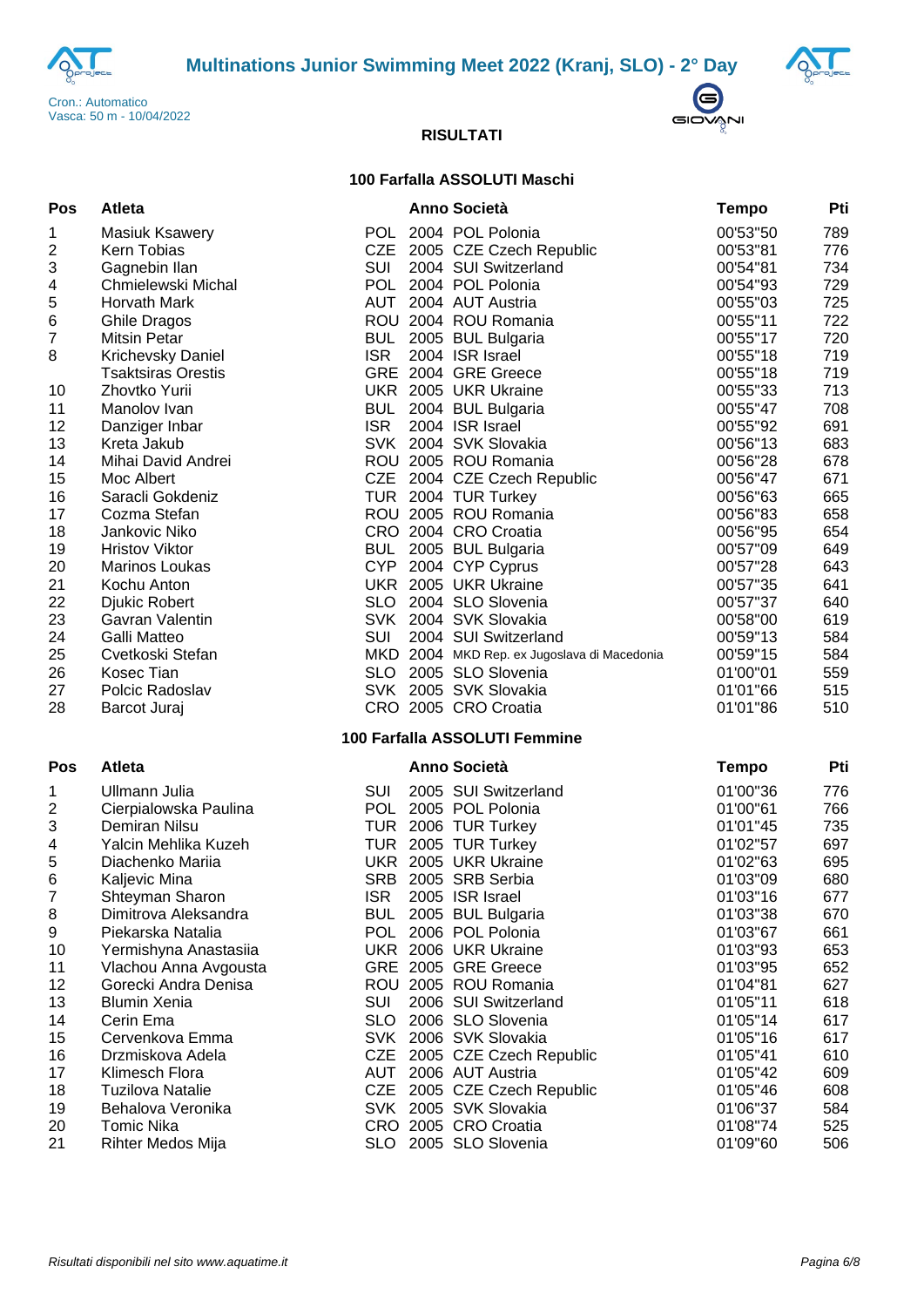Multinations Junior Swimming Meet 2022 (Kranj, SLO) - 2° Day

Cron.: Automatico
Vasca: 50 m - 10/04/2022

RISULTATI

### 100 Farfalla ASSOLUTI Maschi

| Pos | Atleta | | Anno | Società | Tempo | Pti |
|---|---|---|---|---|---|---|
| 1 | Masiuk Ksawery | POL | 2004 | POL Polonia | 00'53"50 | 789 |
| 2 | Kern Tobias | CZE | 2005 | CZE Czech Republic | 00'53"81 | 776 |
| 3 | Gagnebin Ilan | SUI | 2004 | SUI Switzerland | 00'54"81 | 734 |
| 4 | Chmielewski Michal | POL | 2004 | POL Polonia | 00'54"93 | 729 |
| 5 | Horvath Mark | AUT | 2004 | AUT Austria | 00'55"03 | 725 |
| 6 | Ghile Dragos | ROU | 2004 | ROU Romania | 00'55"11 | 722 |
| 7 | Mitsin Petar | BUL | 2005 | BUL Bulgaria | 00'55"17 | 720 |
| 8 | Krichevsky Daniel | ISR | 2004 | ISR Israel | 00'55"18 | 719 |
| | Tsaktsiras Orestis | GRE | 2004 | GRE Greece | 00'55"18 | 719 |
| 10 | Zhovtko Yurii | UKR | 2005 | UKR Ukraine | 00'55"33 | 713 |
| 11 | Manolov Ivan | BUL | 2004 | BUL Bulgaria | 00'55"47 | 708 |
| 12 | Danziger Inbar | ISR | 2004 | ISR Israel | 00'55"92 | 691 |
| 13 | Kreta Jakub | SVK | 2004 | SVK Slovakia | 00'56"13 | 683 |
| 14 | Mihai David Andrei | ROU | 2005 | ROU Romania | 00'56"28 | 678 |
| 15 | Moc Albert | CZE | 2004 | CZE Czech Republic | 00'56"47 | 671 |
| 16 | Saracli Gokdeniz | TUR | 2004 | TUR Turkey | 00'56"63 | 665 |
| 17 | Cozma Stefan | ROU | 2005 | ROU Romania | 00'56"83 | 658 |
| 18 | Jankovic Niko | CRO | 2004 | CRO Croatia | 00'56"95 | 654 |
| 19 | Hristov Viktor | BUL | 2005 | BUL Bulgaria | 00'57"09 | 649 |
| 20 | Marinos Loukas | CYP | 2004 | CYP Cyprus | 00'57"28 | 643 |
| 21 | Kochu Anton | UKR | 2005 | UKR Ukraine | 00'57"35 | 641 |
| 22 | Djukic Robert | SLO | 2004 | SLO Slovenia | 00'57"37 | 640 |
| 23 | Gavran Valentin | SVK | 2004 | SVK Slovakia | 00'58"00 | 619 |
| 24 | Galli Matteo | SUI | 2004 | SUI Switzerland | 00'59"13 | 584 |
| 25 | Cvetkoski Stefan | MKD | 2004 | MKD Rep. ex Jugoslava di Macedonia | 00'59"15 | 584 |
| 26 | Kosec Tian | SLO | 2005 | SLO Slovenia | 01'00"01 | 559 |
| 27 | Polcic Radoslav | SVK | 2005 | SVK Slovakia | 01'01"66 | 515 |
| 28 | Barcot Juraj | CRO | 2005 | CRO Croatia | 01'01"86 | 510 |

### 100 Farfalla ASSOLUTI Femmine

| Pos | Atleta | | Anno | Società | Tempo | Pti |
|---|---|---|---|---|---|---|
| 1 | Ullmann Julia | SUI | 2005 | SUI Switzerland | 01'00"36 | 776 |
| 2 | Cierpialowska Paulina | POL | 2005 | POL Polonia | 01'00"61 | 766 |
| 3 | Demiran Nilsu | TUR | 2006 | TUR Turkey | 01'01"45 | 735 |
| 4 | Yalcin Mehlika Kuzeh | TUR | 2005 | TUR Turkey | 01'02"57 | 697 |
| 5 | Diachenko Mariia | UKR | 2005 | UKR Ukraine | 01'02"63 | 695 |
| 6 | Kaljevic Mina | SRB | 2005 | SRB Serbia | 01'03"09 | 680 |
| 7 | Shteyman Sharon | ISR | 2005 | ISR Israel | 01'03"16 | 677 |
| 8 | Dimitrova Aleksandra | BUL | 2005 | BUL Bulgaria | 01'03"38 | 670 |
| 9 | Piekarska Natalia | POL | 2006 | POL Polonia | 01'03"67 | 661 |
| 10 | Yermishyna Anastasiia | UKR | 2006 | UKR Ukraine | 01'03"93 | 653 |
| 11 | Vlachou Anna Avgousta | GRE | 2005 | GRE Greece | 01'03"95 | 652 |
| 12 | Gorecki Andra Denisa | ROU | 2005 | ROU Romania | 01'04"81 | 627 |
| 13 | Blumin Xenia | SUI | 2006 | SUI Switzerland | 01'05"11 | 618 |
| 14 | Cerin Ema | SLO | 2006 | SLO Slovenia | 01'05"14 | 617 |
| 15 | Cervenkova Emma | SVK | 2006 | SVK Slovakia | 01'05"16 | 617 |
| 16 | Drzmiskova Adela | CZE | 2005 | CZE Czech Republic | 01'05"41 | 610 |
| 17 | Klimesch Flora | AUT | 2006 | AUT Austria | 01'05"42 | 609 |
| 18 | Tuzilova Natalie | CZE | 2005 | CZE Czech Republic | 01'05"46 | 608 |
| 19 | Behalova Veronika | SVK | 2005 | SVK Slovakia | 01'06"37 | 584 |
| 20 | Tomic Nika | CRO | 2005 | CRO Croatia | 01'08"74 | 525 |
| 21 | Rihter Medos Mija | SLO | 2005 | SLO Slovenia | 01'09"60 | 506 |

*Risultati disponibili nel sito www.aquatime.it*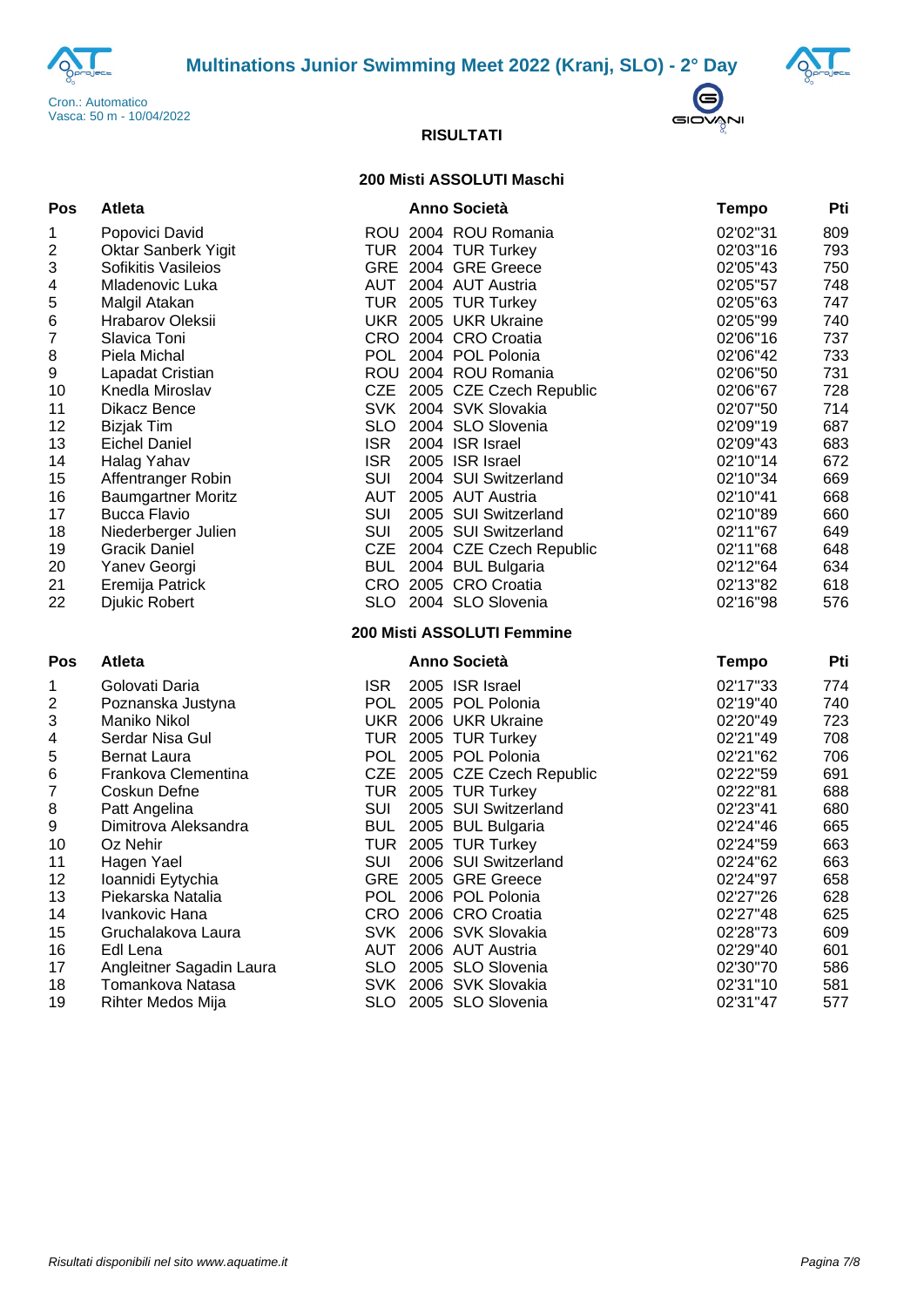# Multinations Junior Swimming Meet 2022 (Kranj, SLO) - 2° Day

Cron.: Automatico
Vasca: 50 m - 10/04/2022

## RISULTATI

### 200 Misti ASSOLUTI Maschi

| Pos | Atleta | | Anno | Società | Tempo | Pti |
|---|---|---|---|---|---|---|
| 1 | Popovici David | ROU | 2004 | ROU Romania | 02'02"31 | 809 |
| 2 | Oktar Sanberk Yigit | TUR | 2004 | TUR Turkey | 02'03"16 | 793 |
| 3 | Sofikitis Vasileios | GRE | 2004 | GRE Greece | 02'05"43 | 750 |
| 4 | Mladenovic Luka | AUT | 2004 | AUT Austria | 02'05"57 | 748 |
| 5 | Malgil Atakan | TUR | 2005 | TUR Turkey | 02'05"63 | 747 |
| 6 | Hrabarov Oleksii | UKR | 2005 | UKR Ukraine | 02'05"99 | 740 |
| 7 | Slavica Toni | CRO | 2004 | CRO Croatia | 02'06"16 | 737 |
| 8 | Piela Michal | POL | 2004 | POL Polonia | 02'06"42 | 733 |
| 9 | Lapadat Cristian | ROU | 2004 | ROU Romania | 02'06"50 | 731 |
| 10 | Knedla Miroslav | CZE | 2005 | CZE Czech Republic | 02'06"67 | 728 |
| 11 | Dikacz Bence | SVK | 2004 | SVK Slovakia | 02'07"50 | 714 |
| 12 | Bizjak Tim | SLO | 2004 | SLO Slovenia | 02'09"19 | 687 |
| 13 | Eichel Daniel | ISR | 2004 | ISR Israel | 02'09"43 | 683 |
| 14 | Halag Yahav | ISR | 2005 | ISR Israel | 02'10"14 | 672 |
| 15 | Affentranger Robin | SUI | 2004 | SUI Switzerland | 02'10"34 | 669 |
| 16 | Baumgartner Moritz | AUT | 2005 | AUT Austria | 02'10"41 | 668 |
| 17 | Bucca Flavio | SUI | 2005 | SUI Switzerland | 02'10"89 | 660 |
| 18 | Niederberger Julien | SUI | 2005 | SUI Switzerland | 02'11"67 | 649 |
| 19 | Gracik Daniel | CZE | 2004 | CZE Czech Republic | 02'11"68 | 648 |
| 20 | Yanev Georgi | BUL | 2004 | BUL Bulgaria | 02'12"64 | 634 |
| 21 | Eremija Patrick | CRO | 2005 | CRO Croatia | 02'13"82 | 618 |
| 22 | Djukic Robert | SLO | 2004 | SLO Slovenia | 02'16"98 | 576 |

### 200 Misti ASSOLUTI Femmine

| Pos | Atleta | | Anno | Società | Tempo | Pti |
|---|---|---|---|---|---|---|
| 1 | Golovati Daria | ISR | 2005 | ISR Israel | 02'17"33 | 774 |
| 2 | Poznanska Justyna | POL | 2005 | POL Polonia | 02'19"40 | 740 |
| 3 | Maniko Nikol | UKR | 2006 | UKR Ukraine | 02'20"49 | 723 |
| 4 | Serdar Nisa Gul | TUR | 2005 | TUR Turkey | 02'21"49 | 708 |
| 5 | Bernat Laura | POL | 2005 | POL Polonia | 02'21"62 | 706 |
| 6 | Frankova Clementina | CZE | 2005 | CZE Czech Republic | 02'22"59 | 691 |
| 7 | Coskun Defne | TUR | 2005 | TUR Turkey | 02'22"81 | 688 |
| 8 | Patt Angelina | SUI | 2005 | SUI Switzerland | 02'23"41 | 680 |
| 9 | Dimitrova Aleksandra | BUL | 2005 | BUL Bulgaria | 02'24"46 | 665 |
| 10 | Oz Nehir | TUR | 2005 | TUR Turkey | 02'24"59 | 663 |
| 11 | Hagen Yael | SUI | 2006 | SUI Switzerland | 02'24"62 | 663 |
| 12 | Ioannidi Eytychia | GRE | 2005 | GRE Greece | 02'24"97 | 658 |
| 13 | Piekarska Natalia | POL | 2006 | POL Polonia | 02'27"26 | 628 |
| 14 | Ivankovic Hana | CRO | 2006 | CRO Croatia | 02'27"48 | 625 |
| 15 | Gruchalakova Laura | SVK | 2006 | SVK Slovakia | 02'28"73 | 609 |
| 16 | Edl Lena | AUT | 2006 | AUT Austria | 02'29"40 | 601 |
| 17 | Angleitner Sagadin Laura | SLO | 2005 | SLO Slovenia | 02'30"70 | 586 |
| 18 | Tomankova Natasa | SVK | 2006 | SVK Slovakia | 02'31"10 | 581 |
| 19 | Rihter Medos Mija | SLO | 2005 | SLO Slovenia | 02'31"47 | 577 |

*Risultati disponibili nel sito www.aquatime.it*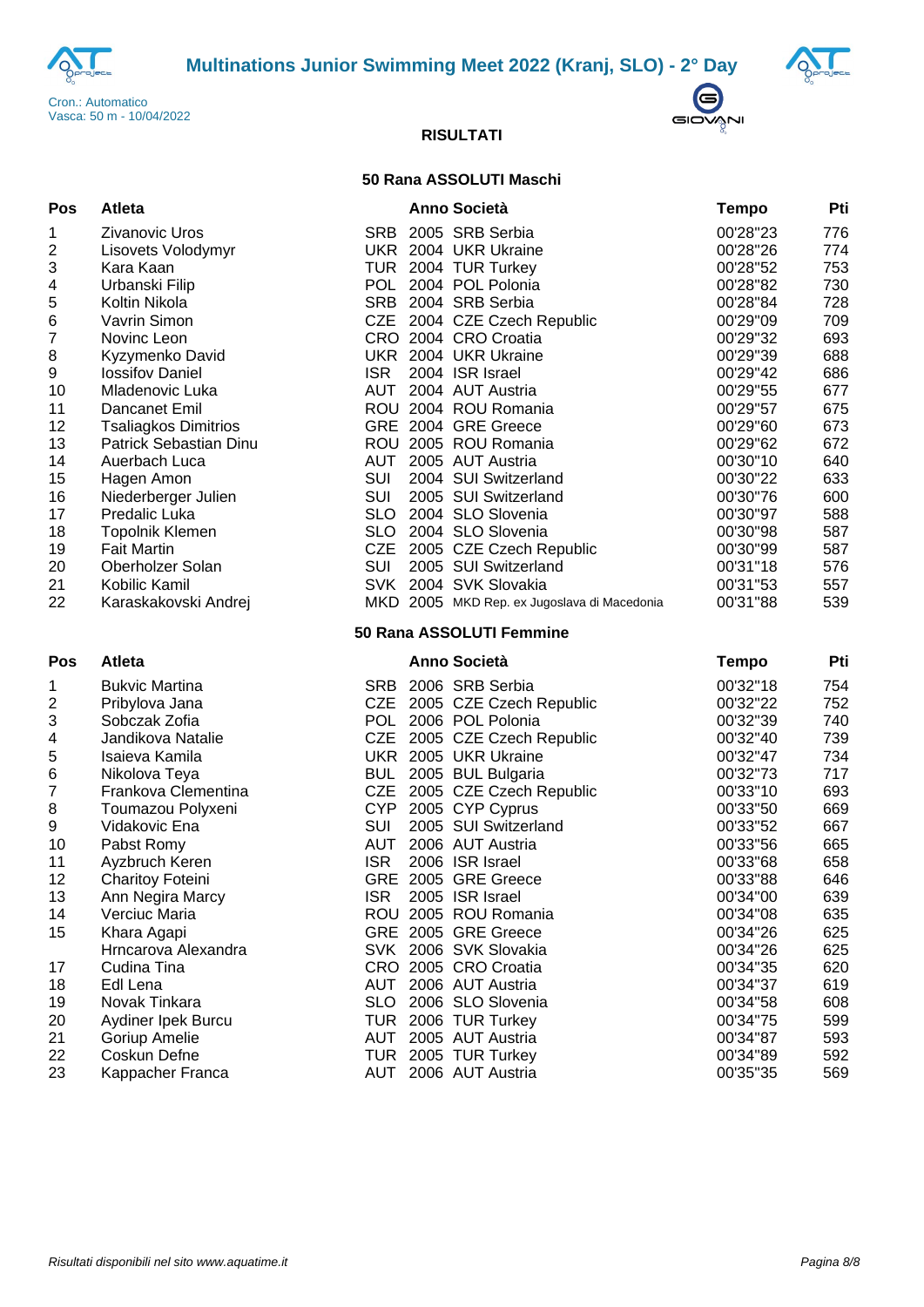# Multinations Junior Swimming Meet 2022 (Kranj, SLO) - 2° Day

Cron.: Automatico
Vasca: 50 m - 10/04/2022

**RISULTATI**

### 50 Rana ASSOLUTI Maschi

| Pos | Atleta | | Anno | Società | Tempo | Pti |
|---|---|---|---|---|---|---|
| 1 | Zivanovic Uros | SRB | 2005 | SRB Serbia | 00'28"23 | 776 |
| 2 | Lisovets Volodymyr | UKR | 2004 | UKR Ukraine | 00'28"26 | 774 |
| 3 | Kara Kaan | TUR | 2004 | TUR Turkey | 00'28"52 | 753 |
| 4 | Urbanski Filip | POL | 2004 | POL Polonia | 00'28"82 | 730 |
| 5 | Koltin Nikola | SRB | 2004 | SRB Serbia | 00'28"84 | 728 |
| 6 | Vavrin Simon | CZE | 2004 | CZE Czech Republic | 00'29"09 | 709 |
| 7 | Novinc Leon | CRO | 2004 | CRO Croatia | 00'29"32 | 693 |
| 8 | Kyzymenko David | UKR | 2004 | UKR Ukraine | 00'29"39 | 688 |
| 9 | Iossifov Daniel | ISR | 2004 | ISR Israel | 00'29"42 | 686 |
| 10 | Mladenovic Luka | AUT | 2004 | AUT Austria | 00'29"55 | 677 |
| 11 | Dancanet Emil | ROU | 2004 | ROU Romania | 00'29"57 | 675 |
| 12 | Tsaliagkos Dimitrios | GRE | 2004 | GRE Greece | 00'29"60 | 673 |
| 13 | Patrick Sebastian Dinu | ROU | 2005 | ROU Romania | 00'29"62 | 672 |
| 14 | Auerbach Luca | AUT | 2005 | AUT Austria | 00'30"10 | 640 |
| 15 | Hagen Amon | SUI | 2004 | SUI Switzerland | 00'30"22 | 633 |
| 16 | Niederberger Julien | SUI | 2005 | SUI Switzerland | 00'30"76 | 600 |
| 17 | Predalic Luka | SLO | 2004 | SLO Slovenia | 00'30"97 | 588 |
| 18 | Topolnik Klemen | SLO | 2004 | SLO Slovenia | 00'30"98 | 587 |
| 19 | Fait Martin | CZE | 2005 | CZE Czech Republic | 00'30"99 | 587 |
| 20 | Oberholzer Solan | SUI | 2005 | SUI Switzerland | 00'31"18 | 576 |
| 21 | Kobilic Kamil | SVK | 2004 | SVK Slovakia | 00'31"53 | 557 |
| 22 | Karaskakovski Andrej | MKD | 2005 | MKD Rep. ex Jugoslava di Macedonia | 00'31"88 | 539 |

### 50 Rana ASSOLUTI Femmine

| Pos | Atleta | | Anno | Società | Tempo | Pti |
|---|---|---|---|---|---|---|
| 1 | Bukvic Martina | SRB | 2006 | SRB Serbia | 00'32"18 | 754 |
| 2 | Pribylova Jana | CZE | 2005 | CZE Czech Republic | 00'32"22 | 752 |
| 3 | Sobczak Zofia | POL | 2006 | POL Polonia | 00'32"39 | 740 |
| 4 | Jandikova Natalie | CZE | 2005 | CZE Czech Republic | 00'32"40 | 739 |
| 5 | Isaieva Kamila | UKR | 2005 | UKR Ukraine | 00'32"47 | 734 |
| 6 | Nikolova Teya | BUL | 2005 | BUL Bulgaria | 00'32"73 | 717 |
| 7 | Frankova Clementina | CZE | 2005 | CZE Czech Republic | 00'33"10 | 693 |
| 8 | Toumazou Polyxeni | CYP | 2005 | CYP Cyprus | 00'33"50 | 669 |
| 9 | Vidakovic Ena | SUI | 2005 | SUI Switzerland | 00'33"52 | 667 |
| 10 | Pabst Romy | AUT | 2006 | AUT Austria | 00'33"56 | 665 |
| 11 | Ayzbruch Keren | ISR | 2006 | ISR Israel | 00'33"68 | 658 |
| 12 | Charitoy Foteini | GRE | 2005 | GRE Greece | 00'33"88 | 646 |
| 13 | Ann Negira Marcy | ISR | 2005 | ISR Israel | 00'34"00 | 639 |
| 14 | Verciuc Maria | ROU | 2005 | ROU Romania | 00'34"08 | 635 |
| 15 | Khara Agapi | GRE | 2005 | GRE Greece | 00'34"26 | 625 |
| | Hrncarova Alexandra | SVK | 2006 | SVK Slovakia | 00'34"26 | 625 |
| 17 | Cudina Tina | CRO | 2005 | CRO Croatia | 00'34"35 | 620 |
| 18 | Edl Lena | AUT | 2006 | AUT Austria | 00'34"37 | 619 |
| 19 | Novak Tinkara | SLO | 2006 | SLO Slovenia | 00'34"58 | 608 |
| 20 | Aydiner Ipek Burcu | TUR | 2006 | TUR Turkey | 00'34"75 | 599 |
| 21 | Goriup Amelie | AUT | 2005 | AUT Austria | 00'34"87 | 593 |
| 22 | Coskun Defne | TUR | 2005 | TUR Turkey | 00'34"89 | 592 |
| 23 | Kappacher Franca | AUT | 2006 | AUT Austria | 00'35"35 | 569 |

*Risultati disponibili nel sito www.aquatime.it*